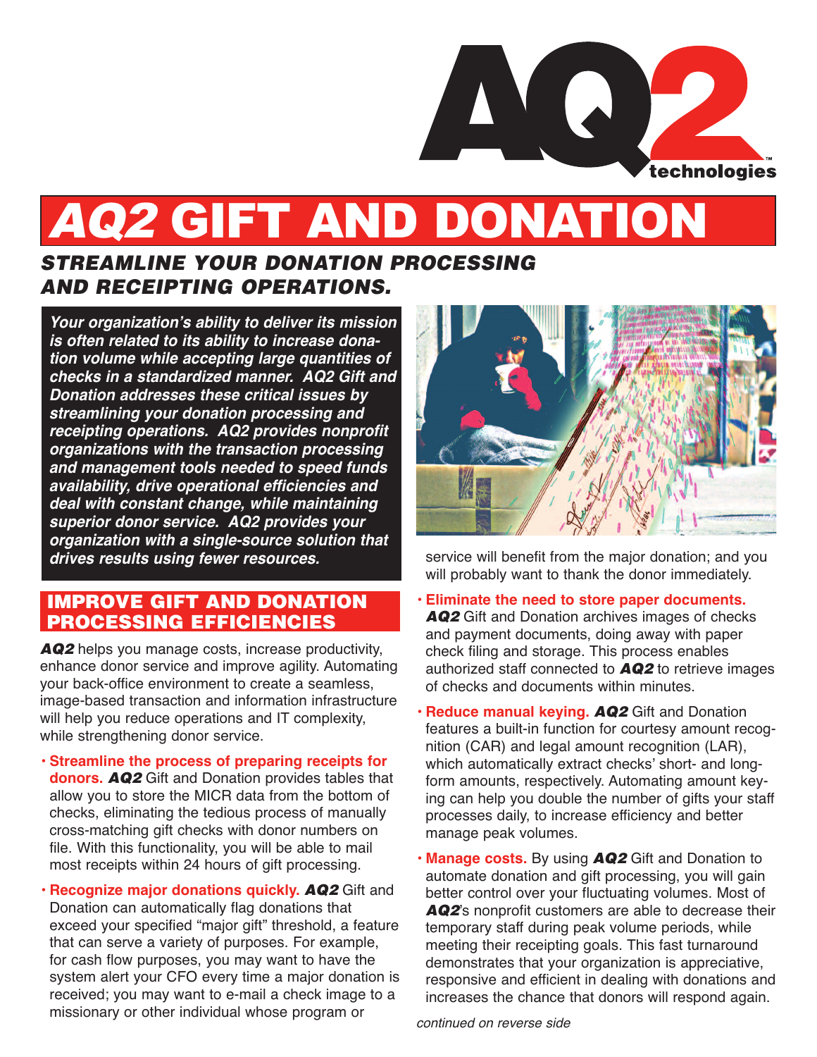AQ2 technologies™

# *AQ2* GIFT AND DONATION

## *STREAMLINE YOUR DONATION PROCESSING AND RECEIPTING OPERATIONS.*

***Your organization's ability to deliver its mission is often related to its ability to increase donation volume while accepting large quantities of checks in a standardized manner. AQ2 Gift and Donation addresses these critical issues by streamlining your donation processing and receipting operations. AQ2 provides nonprofit organizations with the transaction processing and management tools needed to speed funds availability, drive operational efficiencies and deal with constant change, while maintaining superior donor service. AQ2 provides your organization with a single-source solution that drives results using fewer resources.***

## IMPROVE GIFT AND DONATION PROCESSING EFFICIENCIES

***AQ2*** helps you manage costs, increase productivity, enhance donor service and improve agility. Automating your back-office environment to create a seamless, image-based transaction and information infrastructure will help you reduce operations and IT complexity, while strengthening donor service.

- **Streamline the process of preparing receipts for donors.** ***AQ2*** Gift and Donation provides tables that allow you to store the MICR data from the bottom of checks, eliminating the tedious process of manually cross-matching gift checks with donor numbers on file. With this functionality, you will be able to mail most receipts within 24 hours of gift processing.
- **Recognize major donations quickly.** ***AQ2*** Gift and Donation can automatically flag donations that exceed your specified "major gift" threshold, a feature that can serve a variety of purposes. For example, for cash flow purposes, you may want to have the system alert your CFO every time a major donation is received; you may want to e-mail a check image to a missionary or other individual whose program or service will benefit from the major donation; and you will probably want to thank the donor immediately.
- **Eliminate the need to store paper documents.** ***AQ2*** Gift and Donation archives images of checks and payment documents, doing away with paper check filing and storage. This process enables authorized staff connected to ***AQ2*** to retrieve images of checks and documents within minutes.
- **Reduce manual keying.** ***AQ2*** Gift and Donation features a built-in function for courtesy amount recognition (CAR) and legal amount recognition (LAR), which automatically extract checks' short- and long-form amounts, respectively. Automating amount keying can help you double the number of gifts your staff processes daily, to increase efficiency and better manage peak volumes.
- **Manage costs.** By using ***AQ2*** Gift and Donation to automate donation and gift processing, you will gain better control over your fluctuating volumes. Most of ***AQ2***'s nonprofit customers are able to decrease their temporary staff during peak volume periods, while meeting their receipting goals. This fast turnaround demonstrates that your organization is appreciative, responsive and efficient in dealing with donations and increases the chance that donors will respond again.

*continued on reverse side*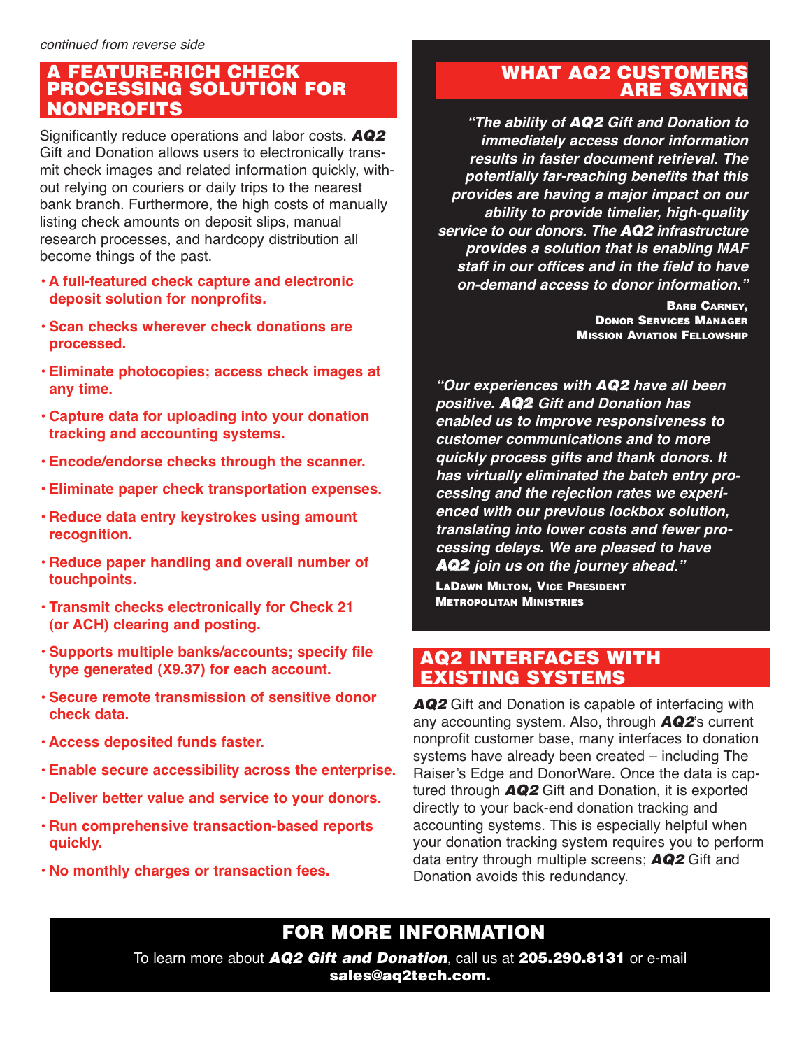*continued from reverse side*

## A FEATURE-RICH CHECK PROCESSING SOLUTION FOR NONPROFITS

Significantly reduce operations and labor costs. ***AQ2*** Gift and Donation allows users to electronically transmit check images and related information quickly, without relying on couriers or daily trips to the nearest bank branch. Furthermore, the high costs of manually listing check amounts on deposit slips, manual research processes, and hardcopy distribution all become things of the past.

- **A full-featured check capture and electronic deposit solution for nonprofits.**
- **Scan checks wherever check donations are processed.**
- **Eliminate photocopies; access check images at any time.**
- **Capture data for uploading into your donation tracking and accounting systems.**
- **Encode/endorse checks through the scanner.**
- **Eliminate paper check transportation expenses.**
- **Reduce data entry keystrokes using amount recognition.**
- **Reduce paper handling and overall number of touchpoints.**
- **Transmit checks electronically for Check 21 (or ACH) clearing and posting.**
- **Supports multiple banks/accounts; specify file type generated (X9.37) for each account.**
- **Secure remote transmission of sensitive donor check data.**
- **Access deposited funds faster.**
- **Enable secure accessibility across the enterprise.**
- **Deliver better value and service to your donors.**
- **Run comprehensive transaction-based reports quickly.**
- **No monthly charges or transaction fees.**

## WHAT AQ2 CUSTOMERS ARE SAYING

***"The ability of AQ2 Gift and Donation to immediately access donor information results in faster document retrieval. The potentially far-reaching benefits that this provides are having a major impact on our ability to provide timelier, high-quality service to our donors. The AQ2 infrastructure provides a solution that is enabling MAF staff in our offices and in the field to have on-demand access to donor information."***

**Barb Carney,**
**Donor Services Manager**
**Mission Aviation Fellowship**

***"Our experiences with AQ2 have all been positive. AQ2 Gift and Donation has enabled us to improve responsiveness to customer communications and to more quickly process gifts and thank donors. It has virtually eliminated the batch entry processing and the rejection rates we experienced with our previous lockbox solution, translating into lower costs and fewer processing delays. We are pleased to have AQ2 join us on the journey ahead."***

**LaDawn Milton, Vice President**
**Metropolitan Ministries**

## AQ2 INTERFACES WITH EXISTING SYSTEMS

***AQ2*** Gift and Donation is capable of interfacing with any accounting system. Also, through ***AQ2***'s current nonprofit customer base, many interfaces to donation systems have already been created – including The Raiser's Edge and DonorWare. Once the data is captured through ***AQ2*** Gift and Donation, it is exported directly to your back-end donation tracking and accounting systems. This is especially helpful when your donation tracking system requires you to perform data entry through multiple screens; ***AQ2*** Gift and Donation avoids this redundancy.

## FOR MORE INFORMATION

To learn more about ***AQ2 Gift and Donation***, call us at **205.290.8131** or e-mail **sales@aq2tech.com.**